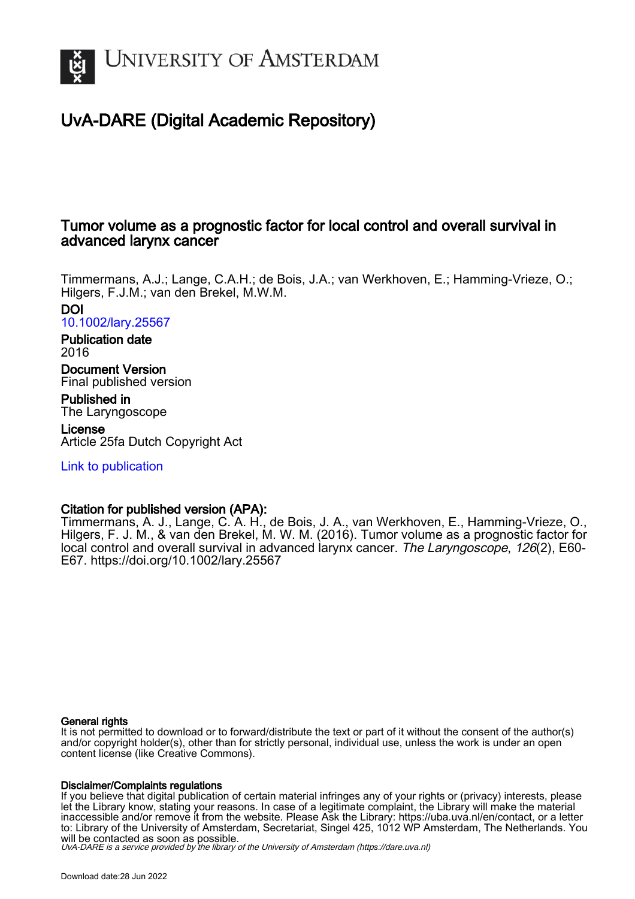UNIVERSITY OF AMSTERDAM

# UvA-DARE (Digital Academic Repository)

## Tumor volume as a prognostic factor for local control and overall survival in advanced larynx cancer

Timmermans, A.J.; Lange, C.A.H.; de Bois, J.A.; van Werkhoven, E.; Hamming-Vrieze, O.; Hilgers, F.J.M.; van den Brekel, M.W.M.

**DOI**
10.1002/lary.25567

**Publication date**
2016

**Document Version**
Final published version

**Published in**
The Laryngoscope

**License**
Article 25fa Dutch Copyright Act

Link to publication

**Citation for published version (APA):**
Timmermans, A. J., Lange, C. A. H., de Bois, J. A., van Werkhoven, E., Hamming-Vrieze, O., Hilgers, F. J. M., & van den Brekel, M. W. M. (2016). Tumor volume as a prognostic factor for local control and overall survival in advanced larynx cancer. *The Laryngoscope*, *126*(2), E60-E67. https://doi.org/10.1002/lary.25567

**General rights**
It is not permitted to download or to forward/distribute the text or part of it without the consent of the author(s) and/or copyright holder(s), other than for strictly personal, individual use, unless the work is under an open content license (like Creative Commons).

**Disclaimer/Complaints regulations**
If you believe that digital publication of certain material infringes any of your rights or (privacy) interests, please let the Library know, stating your reasons. In case of a legitimate complaint, the Library will make the material inaccessible and/or remove it from the website. Please Ask the Library: https://uba.uva.nl/en/contact, or a letter to: Library of the University of Amsterdam, Secretariat, Singel 425, 1012 WP Amsterdam, The Netherlands. You will be contacted as soon as possible.
*UvA-DARE is a service provided by the library of the University of Amsterdam (https://dare.uva.nl)*

Download date:28 Jun 2022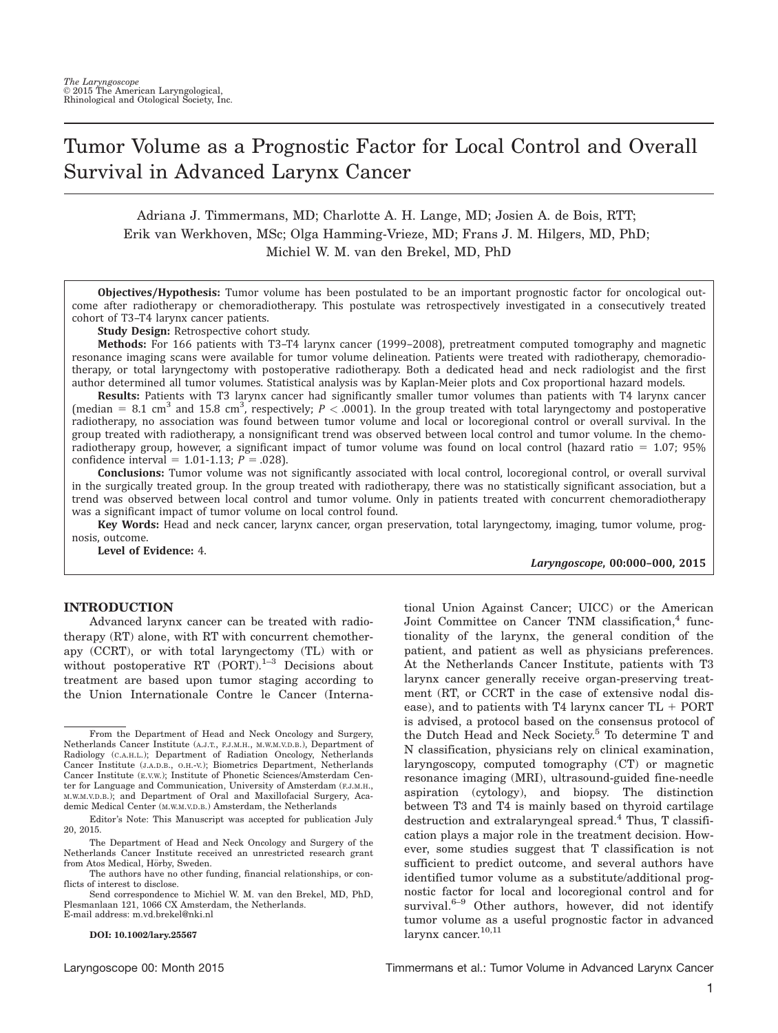# Tumor Volume as a Prognostic Factor for Local Control and Overall Survival in Advanced Larynx Cancer

Adriana J. Timmermans, MD; Charlotte A. H. Lange, MD; Josien A. de Bois, RTT; Erik van Werkhoven, MSc; Olga Hamming-Vrieze, MD; Frans J. M. Hilgers, MD, PhD; Michiel W. M. van den Brekel, MD, PhD

**Objectives/Hypothesis:** Tumor volume has been postulated to be an important prognostic factor for oncological outcome after radiotherapy or chemoradiotherapy. This postulate was retrospectively investigated in a consecutively treated cohort of T3–T4 larynx cancer patients.

**Study Design:** Retrospective cohort study.

**Methods:** For 166 patients with T3–T4 larynx cancer (1999–2008), pretreatment computed tomography and magnetic resonance imaging scans were available for tumor volume delineation. Patients were treated with radiotherapy, chemoradiotherapy, or total laryngectomy with postoperative radiotherapy. Both a dedicated head and neck radiologist and the first author determined all tumor volumes. Statistical analysis was by Kaplan-Meier plots and Cox proportional hazard models.

**Results:** Patients with T3 larynx cancer had significantly smaller tumor volumes than patients with T4 larynx cancer (median = 8.1 $cm^3$ and 15.8 $cm^3$, respectively; $P < .0001$). In the group treated with total laryngectomy and postoperative radiotherapy, no association was found between tumor volume and local or locoregional control or overall survival. In the group treated with radiotherapy, a nonsignificant trend was observed between local control and tumor volume. In the chemoradiotherapy group, however, a significant impact of tumor volume was found on local control (hazard ratio = 1.07; 95% confidence interval = 1.01-1.13; $P = .028$).

**Conclusions:** Tumor volume was not significantly associated with local control, locoregional control, or overall survival in the surgically treated group. In the group treated with radiotherapy, there was no statistically significant association, but a trend was observed between local control and tumor volume. Only in patients treated with concurrent chemoradiotherapy was a significant impact of tumor volume on local control found.

**Key Words:** Head and neck cancer, larynx cancer, organ preservation, total laryngectomy, imaging, tumor volume, prognosis, outcome.

**Level of Evidence:** 4.

## INTRODUCTION

Advanced larynx cancer can be treated with radiotherapy (RT) alone, with RT with concurrent chemotherapy (CCRT), or with total laryngectomy (TL) with or without postoperative RT (PORT).[1–3] Decisions about treatment are based upon tumor staging according to the Union Internationale Contre le Cancer (International Union Against Cancer; UICC) or the American Joint Committee on Cancer TNM classification,[4] functionality of the larynx, the general condition of the patient, and patient as well as physicians preferences. At the Netherlands Cancer Institute, patients with T3 larynx cancer generally receive organ-preserving treatment (RT, or CCRT in the case of extensive nodal disease), and to patients with T4 larynx cancer TL + PORT is advised, a protocol based on the consensus protocol of the Dutch Head and Neck Society.[5] To determine T and N classification, physicians rely on clinical examination, laryngoscopy, computed tomography (CT) or magnetic resonance imaging (MRI), ultrasound-guided fine-needle aspiration (cytology), and biopsy. The distinction between T3 and T4 is mainly based on thyroid cartilage destruction and extralaryngeal spread.[4] Thus, T classification plays a major role in the treatment decision. However, some studies suggest that T classification is not sufficient to predict outcome, and several authors have identified tumor volume as a substitute/additional prognostic factor for local and locoregional control and for survival.[6–9] Other authors, however, did not identify tumor volume as a useful prognostic factor in advanced larynx cancer.[10,11]

---

From the Department of Head and Neck Oncology and Surgery, Netherlands Cancer Institute (A.J.T., F.J.M.H., M.W.M.V.D.B.), Department of Radiology (C.A.H.L.); Department of Radiation Oncology, Netherlands Cancer Institute (J.A.D.B., O.H.-V.); Biometrics Department, Netherlands Cancer Institute (E.V.W.); Institute of Phonetic Sciences/Amsterdam Center for Language and Communication, University of Amsterdam (F.J.M.H., M.W.M.V.D.B.); and Department of Oral and Maxillofacial Surgery, Academic Medical Center (M.W.M.V.D.B.) Amsterdam, the Netherlands

Editor's Note: This Manuscript was accepted for publication July 20, 2015.

The Department of Head and Neck Oncology and Surgery of the Netherlands Cancer Institute received an unrestricted research grant from Atos Medical, Hörby, Sweden.

The authors have no other funding, financial relationships, or conflicts of interest to disclose.

Send correspondence to Michiel W. M. van den Brekel, MD, PhD, Plesmanlaan 121, 1066 CX Amsterdam, the Netherlands. E-mail address: m.vd.brekel@nki.nl

**DOI: 10.1002/lary.25567**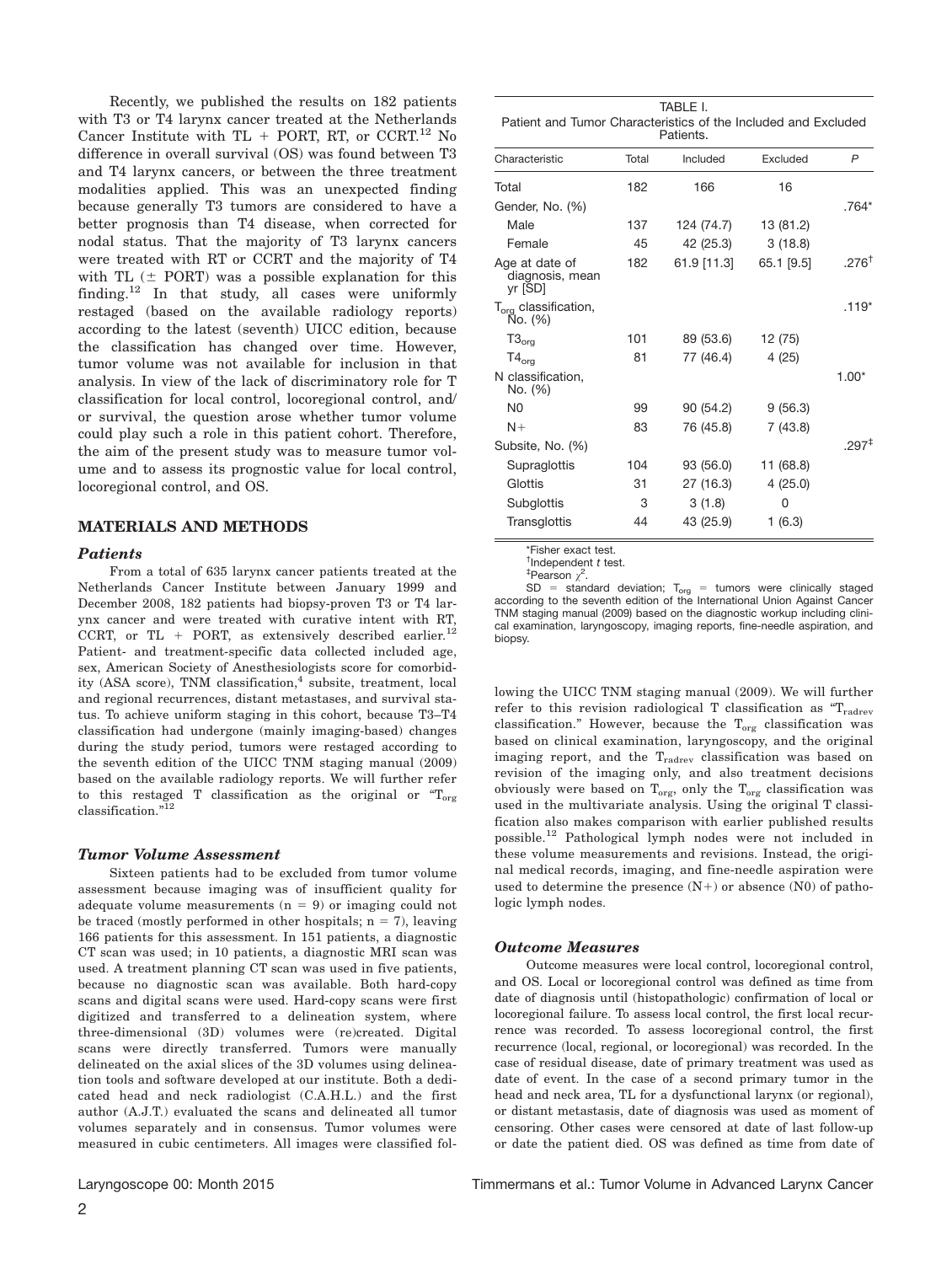Recently, we published the results on 182 patients with T3 or T4 larynx cancer treated at the Netherlands Cancer Institute with TL + PORT, RT, or CCRT.[12] No difference in overall survival (OS) was found between T3 and T4 larynx cancers, or between the three treatment modalities applied. This was an unexpected finding because generally T3 tumors are considered to have a better prognosis than T4 disease, when corrected for nodal status. That the majority of T3 larynx cancers were treated with RT or CCRT and the majority of T4 with TL (± PORT) was a possible explanation for this finding.[12] In that study, all cases were uniformly restaged (based on the available radiology reports) according to the latest (seventh) UICC edition, because the classification has changed over time. However, tumor volume was not available for inclusion in that analysis. In view of the lack of discriminatory role for T classification for local control, locoregional control, and/or survival, the question arose whether tumor volume could play such a role in this patient cohort. Therefore, the aim of the present study was to measure tumor volume and to assess its prognostic value for local control, locoregional control, and OS.

## MATERIALS AND METHODS

### *Patients*

From a total of 635 larynx cancer patients treated at the Netherlands Cancer Institute between January 1999 and December 2008, 182 patients had biopsy-proven T3 or T4 larynx cancer and were treated with curative intent with RT, CCRT, or TL + PORT, as extensively described earlier.[12] Patient- and treatment-specific data collected included age, sex, American Society of Anesthesiologists score for comorbidity (ASA score), TNM classification,[4] subsite, treatment, local and regional recurrences, distant metastases, and survival status. To achieve uniform staging in this cohort, because T3–T4 classification had undergone (mainly imaging-based) changes during the study period, tumors were restaged according to the seventh edition of the UICC TNM staging manual (2009) based on the available radiology reports. We will further refer to this restaged T classification as the original or "$T_{org}$ classification."[12]

### *Tumor Volume Assessment*

Sixteen patients had to be excluded from tumor volume assessment because imaging was of insufficient quality for adequate volume measurements (n = 9) or imaging could not be traced (mostly performed in other hospitals; n = 7), leaving 166 patients for this assessment. In 151 patients, a diagnostic CT scan was used; in 10 patients, a diagnostic MRI scan was used. A treatment planning CT scan was used in five patients, because no diagnostic scan was available. Both hard-copy scans and digital scans were used. Hard-copy scans were first digitized and transferred to a delineation system, where three-dimensional (3D) volumes were (re)created. Digital scans were directly transferred. Tumors were manually delineated on the axial slices of the 3D volumes using delineation tools and software developed at our institute. Both a dedicated head and neck radiologist (C.A.H.L.) and the first author (A.J.T.) evaluated the scans and delineated all tumor volumes separately and in consensus. Tumor volumes were measured in cubic centimeters. All images were classified following the UICC TNM staging manual (2009). We will further refer to this revision radiological T classification as "$T_{radrev}$ classification." However, because the $T_{org}$ classification was based on clinical examination, laryngoscopy, and the original imaging report, and the $T_{radrev}$ classification was based on revision of the imaging only, and also treatment decisions obviously were based on $T_{org}$, only the $T_{org}$ classification was used in the multivariate analysis. Using the original T classification also makes comparison with earlier published results possible.[12] Pathological lymph nodes were not included in these volume measurements and revisions. Instead, the original medical records, imaging, and fine-needle aspiration were used to determine the presence (N+) or absence (N0) of pathologic lymph nodes.

TABLE I. Patient and Tumor Characteristics of the Included and Excluded Patients.

| Characteristic | Total | Included | Excluded | P |
|---|---|---|---|---|
| Total | 182 | 166 | 16 | |
| Gender, No. (%) | | | | .764* |
| Male | 137 | 124 (74.7) | 13 (81.2) | |
| Female | 45 | 42 (25.3) | 3 (18.8) | |
| Age at date of diagnosis, mean yr [SD] | 182 | 61.9 [11.3] | 65.1 [9.5] | .276† |
| $T_{org}$ classification, No. (%) | | | | .119* |
| $T3_{org}$ | 101 | 89 (53.6) | 12 (75) | |
| $T4_{org}$ | 81 | 77 (46.4) | 4 (25) | |
| N classification, No. (%) | | | | 1.00* |
| N0 | 99 | 90 (54.2) | 9 (56.3) | |
| N+ | 83 | 76 (45.8) | 7 (43.8) | |
| Subsite, No. (%) | | | | .297‡ |
| Supraglottis | 104 | 93 (56.0) | 11 (68.8) | |
| Glottis | 31 | 27 (16.3) | 4 (25.0) | |
| Subglottis | 3 | 3 (1.8) | 0 | |
| Transglottis | 44 | 43 (25.9) | 1 (6.3) | |

*Fisher exact test.
†Independent *t* test.
‡Pearson $\chi^2$.
SD = standard deviation; $T_{org}$ = tumors were clinically staged according to the seventh edition of the International Union Against Cancer TNM staging manual (2009) based on the diagnostic workup including clinical examination, laryngoscopy, imaging reports, fine-needle aspiration, and biopsy.

### *Outcome Measures*

Outcome measures were local control, locoregional control, and OS. Local or locoregional control was defined as time from date of diagnosis until (histopathologic) confirmation of local or locoregional failure. To assess local control, the first local recurrence was recorded. To assess locoregional control, the first recurrence (local, regional, or locoregional) was recorded. In the case of residual disease, date of primary treatment was used as date of event. In the case of a second primary tumor in the head and neck area, TL for a dysfunctional larynx (or regional), or distant metastasis, date of diagnosis was used as moment of censoring. Other cases were censored at date of last follow-up or date the patient died. OS was defined as time from date of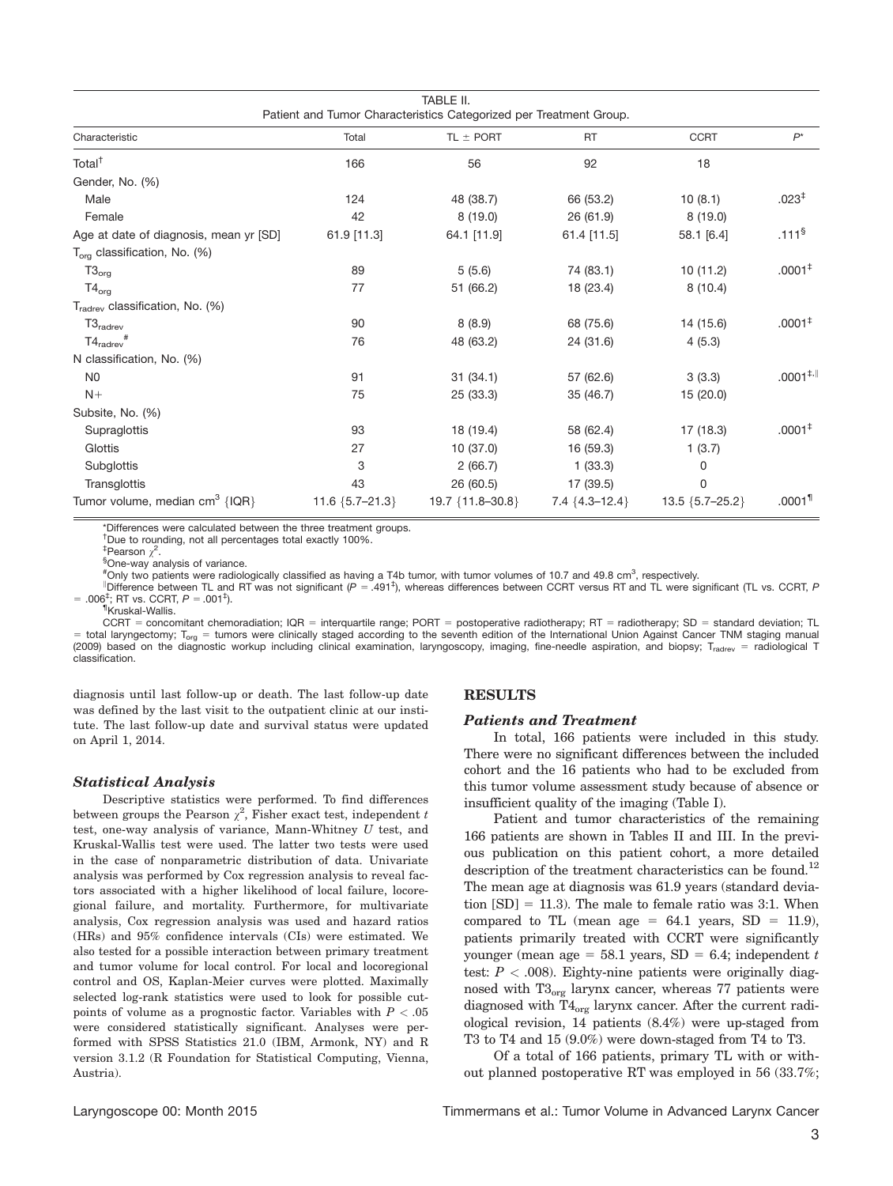TABLE II.
Patient and Tumor Characteristics Categorized per Treatment Group.

| Characteristic | Total | TL ± PORT | RT | CCRT | $P$* |
|---|---|---|---|---|---|
| Total[†] | 166 | 56 | 92 | 18 | |
| Gender, No. (%) | | | | | |
| Male | 124 | 48 (38.7) | 66 (53.2) | 10 (8.1) | .023[‡] |
| Female | 42 | 8 (19.0) | 26 (61.9) | 8 (19.0) | |
| Age at date of diagnosis, mean yr [SD] | 61.9 [11.3] | 64.1 [11.9] | 61.4 [11.5] | 58.1 [6.4] | .111[§] |
| $T_{org}$ classification, No. (%) | | | | | |
| $T3_{org}$ | 89 | 5 (5.6) | 74 (83.1) | 10 (11.2) | .0001[‡] |
| $T4_{org}$ | 77 | 51 (66.2) | 18 (23.4) | 8 (10.4) | |
| $T_{radrev}$ classification, No. (%) | | | | | |
| $T3_{radrev}$ | 90 | 8 (8.9) | 68 (75.6) | 14 (15.6) | .0001[‡] |
| $T4_{radrev}$[#] | 76 | 48 (63.2) | 24 (31.6) | 4 (5.3) | |
| N classification, No. (%) | | | | | |
| N0 | 91 | 31 (34.1) | 57 (62.6) | 3 (3.3) | .0001[‡,‖] |
| N+ | 75 | 25 (33.3) | 35 (46.7) | 15 (20.0) | |
| Subsite, No. (%) | | | | | |
| Supraglottis | 93 | 18 (19.4) | 58 (62.4) | 17 (18.3) | .0001[‡] |
| Glottis | 27 | 10 (37.0) | 16 (59.3) | 1 (3.7) | |
| Subglottis | 3 | 2 (66.7) | 1 (33.3) | 0 | |
| Transglottis | 43 | 26 (60.5) | 17 (39.5) | 0 | |
| Tumor volume, median $cm^3$ {IQR} | 11.6 {5.7–21.3} | 19.7 {11.8–30.8} | 7.4 {4.3–12.4} | 13.5 {5.7–25.2} | .0001[¶] |

*Differences were calculated between the three treatment groups.
[†]Due to rounding, not all percentages total exactly 100%.
[‡]Pearson $\chi^2$.
[§]One-way analysis of variance.
[#]Only two patients were radiologically classified as having a T4b tumor, with tumor volumes of 10.7 and 49.8 $cm^3$, respectively.
[‖]Difference between TL and RT was not significant ($P$ = .491[‡]), whereas differences between CCRT versus RT and TL were significant (TL vs. CCRT, $P$ = .006[‡]; RT vs. CCRT, $P$ = .001[‡]).
[¶]Kruskal-Wallis.
CCRT = concomitant chemoradiation; IQR = interquartile range; PORT = postoperative radiotherapy; RT = radiotherapy; SD = standard deviation; TL = total laryngectomy; $T_{org}$ = tumors were clinically staged according to the seventh edition of the International Union Against Cancer TNM staging manual (2009) based on the diagnostic workup including clinical examination, laryngoscopy, imaging, fine-needle aspiration, and biopsy; $T_{radrev}$ = radiological T classification.

diagnosis until last follow-up or death. The last follow-up date was defined by the last visit to the outpatient clinic at our institute. The last follow-up date and survival status were updated on April 1, 2014.

### Statistical Analysis

Descriptive statistics were performed. To find differences between groups the Pearson $\chi^2$, Fisher exact test, independent $t$ test, one-way analysis of variance, Mann-Whitney $U$ test, and Kruskal-Wallis test were used. The latter two tests were used in the case of nonparametric distribution of data. Univariate analysis was performed by Cox regression analysis to reveal factors associated with a higher likelihood of local failure, locoregional failure, and mortality. Furthermore, for multivariate analysis, Cox regression analysis was used and hazard ratios (HRs) and 95% confidence intervals (CIs) were estimated. We also tested for a possible interaction between primary treatment and tumor volume for local control. For local and locoregional control and OS, Kaplan-Meier curves were plotted. Maximally selected log-rank statistics were used to look for possible cutpoints of volume as a prognostic factor. Variables with $P < .05$ were considered statistically significant. Analyses were performed with SPSS Statistics 21.0 (IBM, Armonk, NY) and R version 3.1.2 (R Foundation for Statistical Computing, Vienna, Austria).

## RESULTS

### Patients and Treatment

In total, 166 patients were included in this study. There were no significant differences between the included cohort and the 16 patients who had to be excluded from this tumor volume assessment study because of absence or insufficient quality of the imaging (Table I).

Patient and tumor characteristics of the remaining 166 patients are shown in Tables II and III. In the previous publication on this patient cohort, a more detailed description of the treatment characteristics can be found.[12] The mean age at diagnosis was 61.9 years (standard deviation [SD] = 11.3). The male to female ratio was 3:1. When compared to TL (mean age = 64.1 years, SD = 11.9), patients primarily treated with CCRT were significantly younger (mean age = 58.1 years, SD = 6.4; independent $t$ test: $P < .008$). Eighty-nine patients were originally diagnosed with $T3_{org}$ larynx cancer, whereas 77 patients were diagnosed with $T4_{org}$ larynx cancer. After the current radiological revision, 14 patients (8.4%) were up-staged from T3 to T4 and 15 (9.0%) were down-staged from T4 to T3.

Of a total of 166 patients, primary TL with or without planned postoperative RT was employed in 56 (33.7%;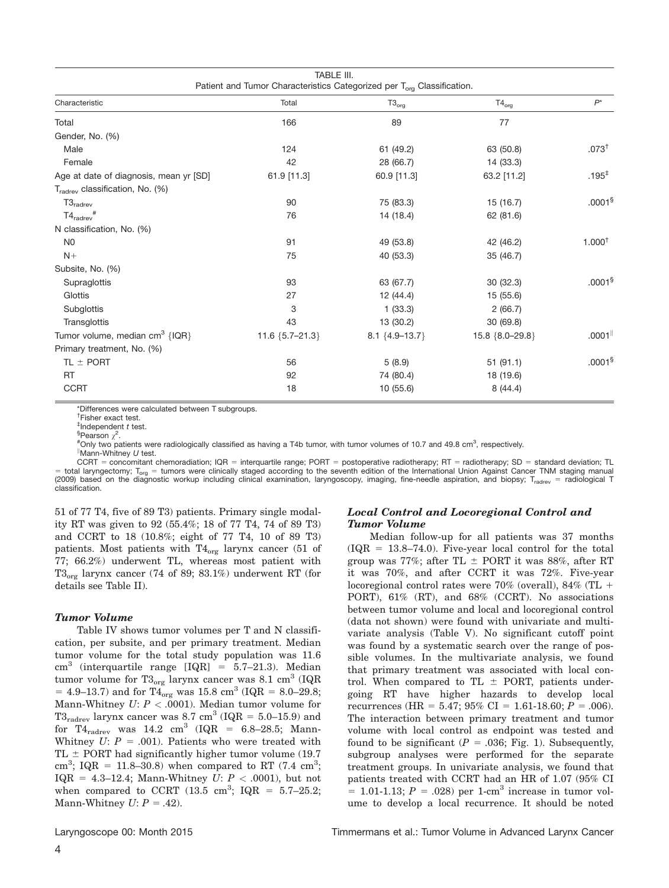TABLE III.
Patient and Tumor Characteristics Categorized per $T_{org}$ Classification.

| Characteristic | Total | $T3_{org}$ | $T4_{org}$ | $P$* |
|---|---|---|---|---|
| Total | 166 | 89 | 77 | |
| Gender, No. (%) | | | | |
| Male | 124 | 61 (49.2) | 63 (50.8) | .073† |
| Female | 42 | 28 (66.7) | 14 (33.3) | |
| Age at date of diagnosis, mean yr [SD] | 61.9 [11.3] | 60.9 [11.3] | 63.2 [11.2] | .195‡ |
| $T_{radrev}$ classification, No. (%) | | | | |
| $T3_{radrev}$ | 90 | 75 (83.3) | 15 (16.7) | .0001§ |
| $T4_{radrev}$# | 76 | 14 (18.4) | 62 (81.6) | |
| N classification, No. (%) | | | | |
| N0 | 91 | 49 (53.8) | 42 (46.2) | 1.000† |
| N+ | 75 | 40 (53.3) | 35 (46.7) | |
| Subsite, No. (%) | | | | |
| Supraglottis | 93 | 63 (67.7) | 30 (32.3) | .0001§ |
| Glottis | 27 | 12 (44.4) | 15 (55.6) | |
| Subglottis | 3 | 1 (33.3) | 2 (66.7) | |
| Transglottis | 43 | 13 (30.2) | 30 (69.8) | |
| Tumor volume, median $cm^3$ {IQR} | 11.6 {5.7–21.3} | 8.1 {4.9–13.7} | 15.8 {8.0–29.8} | .0001‖ |
| Primary treatment, No. (%) | | | | |
| TL ± PORT | 56 | 5 (8.9) | 51 (91.1) | .0001§ |
| RT | 92 | 74 (80.4) | 18 (19.6) | |
| CCRT | 18 | 10 (55.6) | 8 (44.4) | |

*Differences were calculated between T subgroups.
†Fisher exact test.
‡Independent *t* test.
§Pearson $\chi^2$.
#Only two patients were radiologically classified as having a T4b tumor, with tumor volumes of 10.7 and 49.8 $cm^3$, respectively.
‖Mann-Whitney *U* test.
CCRT = concomitant chemoradiation; IQR = interquartile range; PORT = postoperative radiotherapy; RT = radiotherapy; SD = standard deviation; TL = total laryngectomy; $T_{org}$ = tumors were clinically staged according to the seventh edition of the International Union Against Cancer TNM staging manual (2009) based on the diagnostic workup including clinical examination, laryngoscopy, imaging, fine-needle aspiration, and biopsy; $T_{radrev}$ = radiological T classification.

51 of 77 T4, five of 89 T3) patients. Primary single modality RT was given to 92 (55.4%; 18 of 77 T4, 74 of 89 T3) and CCRT to 18 (10.8%; eight of 77 T4, 10 of 89 T3) patients. Most patients with $T4_{org}$ larynx cancer (51 of 77; 66.2%) underwent TL, whereas most patient with $T3_{org}$ larynx cancer (74 of 89; 83.1%) underwent RT (for details see Table II).

### *Tumor Volume*

Table IV shows tumor volumes per T and N classification, per subsite, and per primary treatment. Median tumor volume for the total study population was 11.6 $cm^3$ (interquartile range [IQR] = 5.7–21.3). Median tumor volume for $T3_{org}$ larynx cancer was 8.1 $cm^3$ (IQR = 4.9–13.7) and for $T4_{org}$ was 15.8 $cm^3$ (IQR = 8.0–29.8; Mann-Whitney *U*: $P < .0001$). Median tumor volume for $T3_{radrev}$ larynx cancer was 8.7 $cm^3$ (IQR = 5.0–15.9) and for $T4_{radrev}$ was 14.2 $cm^3$ (IQR = 6.8–28.5; Mann-Whitney *U*: $P = .001$). Patients who were treated with TL ± PORT had significantly higher tumor volume (19.7 $cm^3$; IQR = 11.8–30.8) when compared to RT (7.4 $cm^3$; IQR = 4.3–12.4; Mann-Whitney *U*: $P < .0001$), but not when compared to CCRT (13.5 $cm^3$; IQR = 5.7–25.2; Mann-Whitney *U*: $P = .42$).

### *Local Control and Locoregional Control and Tumor Volume*

Median follow-up for all patients was 37 months (IQR = 13.8–74.0). Five-year local control for the total group was 77%; after TL ± PORT it was 88%, after RT it was 70%, and after CCRT it was 72%. Five-year locoregional control rates were 70% (overall), 84% (TL + PORT), 61% (RT), and 68% (CCRT). No associations between tumor volume and local and locoregional control (data not shown) were found with univariate and multivariate analysis (Table V). No significant cutoff point was found by a systematic search over the range of possible volumes. In the multivariate analysis, we found that primary treatment was associated with local control. When compared to TL ± PORT, patients undergoing RT have higher hazards to develop local recurrences (HR = 5.47; 95% CI = 1.61-18.60; $P = .006$). The interaction between primary treatment and tumor volume with local control as endpoint was tested and found to be significant ($P = .036$; Fig. 1). Subsequently, subgroup analyses were performed for the separate treatment groups. In univariate analysis, we found that patients treated with CCRT had an HR of 1.07 (95% CI = 1.01-1.13; $P = .028$) per 1-$cm^3$ increase in tumor volume to develop a local recurrence. It should be noted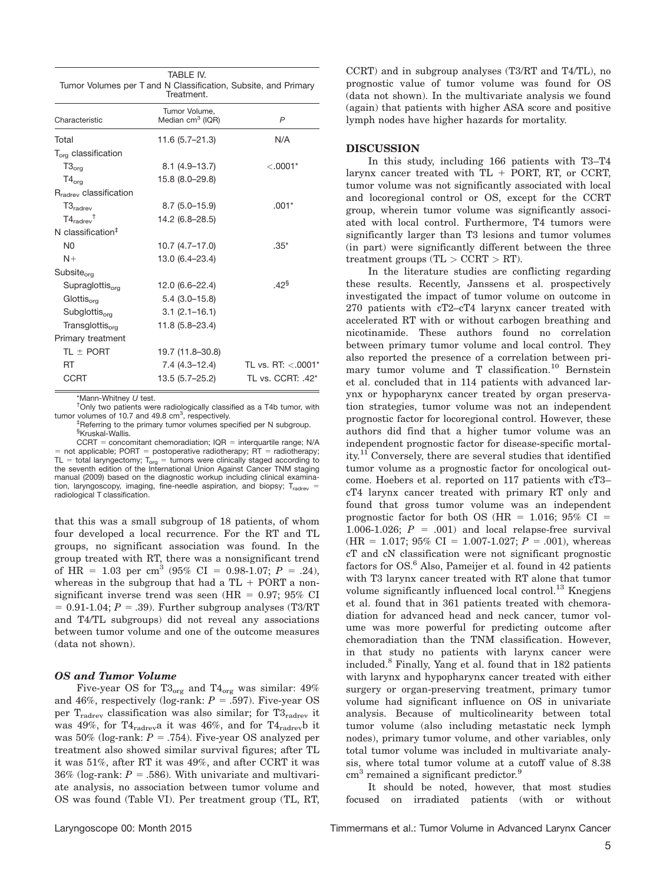TABLE IV.
Tumor Volumes per T and N Classification, Subsite, and Primary Treatment.

| Characteristic | Tumor Volume, Median $cm^3$ (IQR) | P |
|---|---|---|
| Total | 11.6 (5.7–21.3) | N/A |
| $T_{org}$ classification | | |
| $T3_{org}$ | 8.1 (4.9–13.7) | <.0001* |
| $T4_{org}$ | 15.8 (8.0–29.8) | |
| $R_{radrev}$ classification | | |
| $T3_{radrev}$ | 8.7 (5.0–15.9) | .001* |
| $T4_{radrev}$† | 14.2 (6.8–28.5) | |
| N classification‡ | | |
| N0 | 10.7 (4.7–17.0) | .35* |
| N+ | 13.0 (6.4–23.4) | |
| $Subsite_{org}$ | | |
| $Supraglottis_{org}$ | 12.0 (6.6–22.4) | .42§ |
| $Glottis_{org}$ | 5.4 (3.0–15.8) | |
| $Subglottis_{org}$ | 3.1 (2.1–16.1) | |
| $Transglottis_{org}$ | 11.8 (5.8–23.4) | |
| Primary treatment | | |
| TL ± PORT | 19.7 (11.8–30.8) | |
| RT | 7.4 (4.3–12.4) | TL vs. RT: <.0001* |
| CCRT | 13.5 (5.7–25.2) | TL vs. CCRT: .42* |

*Mann-Whitney U test.
†Only two patients were radiologically classified as a T4b tumor, with tumor volumes of 10.7 and 49.8 $cm^3$, respectively.
‡Referring to the primary tumor volumes specified per N subgroup.
§Kruskal-Wallis.
CCRT = concomitant chemoradiation; IQR = interquartile range; N/A = not applicable; PORT = postoperative radiotherapy; RT = radiotherapy; TL = total laryngectomy; $T_{org}$ = tumors were clinically staged according to the seventh edition of the International Union Against Cancer TNM staging manual (2009) based on the diagnostic workup including clinical examination, laryngoscopy, imaging, fine-needle aspiration, and biopsy; $T_{radrev}$ = radiological T classification.

that this was a small subgroup of 18 patients, of whom four developed a local recurrence. For the RT and TL groups, no significant association was found. In the group treated with RT, there was a nonsignificant trend of HR = 1.03 per $cm^3$ (95% CI = 0.98-1.07; $P$ = .24), whereas in the subgroup that had a TL + PORT a nonsignificant inverse trend was seen (HR = 0.97; 95% CI = 0.91-1.04; $P$ = .39). Further subgroup analyses (T3/RT and T4/TL subgroups) did not reveal any associations between tumor volume and one of the outcome measures (data not shown).

### *OS and Tumor Volume*

Five-year OS for $T3_{org}$ and $T4_{org}$ was similar: 49% and 46%, respectively (log-rank: $P$ = .597). Five-year OS per $T_{radrev}$ classification was also similar; for $T3_{radrev}$ it was 49%, for $T4_{radrev}$a it was 46%, and for $T4_{radrev}$b it was 50% (log-rank: $P$ = .754). Five-year OS analyzed per treatment also showed similar survival figures; after TL it was 51%, after RT it was 49%, and after CCRT it was 36% (log-rank: $P$ = .586). With univariate and multivariate analysis, no association between tumor volume and OS was found (Table VI). Per treatment group (TL, RT, CCRT) and in subgroup analyses (T3/RT and T4/TL), no prognostic value of tumor volume was found for OS (data not shown). In the multivariate analysis we found (again) that patients with higher ASA score and positive lymph nodes have higher hazards for mortality.

## DISCUSSION

In this study, including 166 patients with T3–T4 larynx cancer treated with TL + PORT, RT, or CCRT, tumor volume was not significantly associated with local and locoregional control or OS, except for the CCRT group, wherein tumor volume was significantly associated with local control. Furthermore, T4 tumors were significantly larger than T3 lesions and tumor volumes (in part) were significantly different between the three treatment groups (TL > CCRT > RT).

In the literature studies are conflicting regarding these results. Recently, Janssens et al. prospectively investigated the impact of tumor volume on outcome in 270 patients with cT2–cT4 larynx cancer treated with accelerated RT with or without carbogen breathing and nicotinamide. These authors found no correlation between primary tumor volume and local control. They also reported the presence of a correlation between primary tumor volume and T classification.[10] Bernstein et al. concluded that in 114 patients with advanced larynx or hypopharynx cancer treated by organ preservation strategies, tumor volume was not an independent prognostic factor for locoregional control. However, these authors did find that a higher tumor volume was an independent prognostic factor for disease-specific mortality.[11] Conversely, there are several studies that identified tumor volume as a prognostic factor for oncological outcome. Hoebers et al. reported on 117 patients with cT3–cT4 larynx cancer treated with primary RT only and found that gross tumor volume was an independent prognostic factor for both OS (HR = 1.016; 95% CI = 1.006-1.026; $P$ = .001) and local relapse-free survival (HR = 1.017; 95% CI = 1.007-1.027; $P$ = .001), whereas cT and cN classification were not significant prognostic factors for OS.[6] Also, Pameijer et al. found in 42 patients with T3 larynx cancer treated with RT alone that tumor volume significantly influenced local control.[13] Knegjens et al. found that in 361 patients treated with chemoradiation for advanced head and neck cancer, tumor volume was more powerful for predicting outcome after chemoradiation than the TNM classification. However, in that study no patients with larynx cancer were included.[8] Finally, Yang et al. found that in 182 patients with larynx and hypopharynx cancer treated with either surgery or organ-preserving treatment, primary tumor volume had significant influence on OS in univariate analysis. Because of multicolinearity between total tumor volume (also including metastatic neck lymph nodes), primary tumor volume, and other variables, only total tumor volume was included in multivariate analysis, where total tumor volume at a cutoff value of 8.38 $cm^3$ remained a significant predictor.[9]

It should be noted, however, that most studies focused on irradiated patients (with or without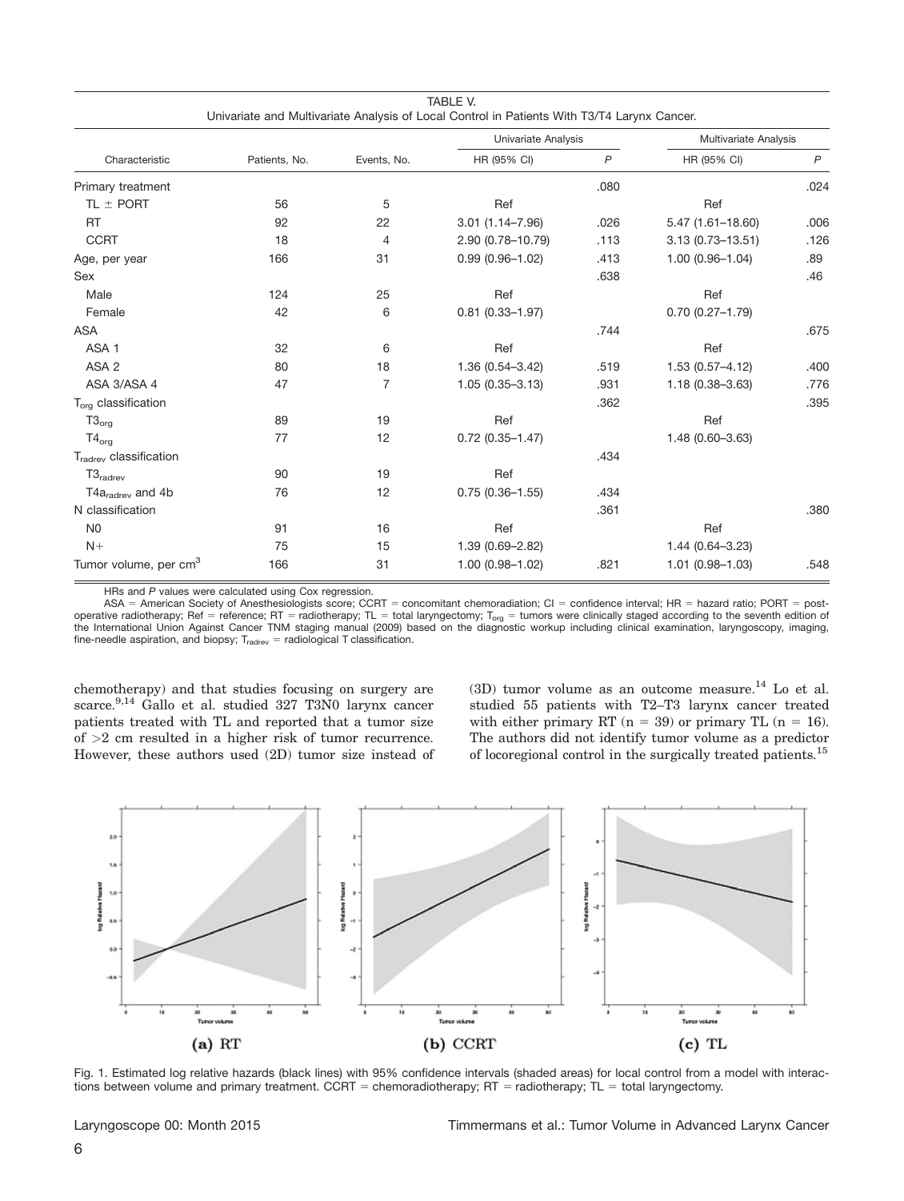TABLE V.
Univariate and Multivariate Analysis of Local Control in Patients With T3/T4 Larynx Cancer.

| Characteristic | Patients, No. | Events, No. | Univariate Analysis | | Multivariate Analysis | |
|---|---|---|---|---|---|---|
| | | | HR (95% CI) | $P$ | HR (95% CI) | $P$ |
| Primary treatment | | | | .080 | | .024 |
| TL ± PORT | 56 | 5 | Ref | | Ref | |
| RT | 92 | 22 | 3.01 (1.14–7.96) | .026 | 5.47 (1.61–18.60) | .006 |
| CCRT | 18 | 4 | 2.90 (0.78–10.79) | .113 | 3.13 (0.73–13.51) | .126 |
| Age, per year | 166 | 31 | 0.99 (0.96–1.02) | .413 | 1.00 (0.96–1.04) | .89 |
| Sex | | | | .638 | | .46 |
| Male | 124 | 25 | Ref | | Ref | |
| Female | 42 | 6 | 0.81 (0.33–1.97) | | 0.70 (0.27–1.79) | |
| ASA | | | | .744 | | .675 |
| ASA 1 | 32 | 6 | Ref | | Ref | |
| ASA 2 | 80 | 18 | 1.36 (0.54–3.42) | .519 | 1.53 (0.57–4.12) | .400 |
| ASA 3/ASA 4 | 47 | 7 | 1.05 (0.35–3.13) | .931 | 1.18 (0.38–3.63) | .776 |
| $T_{org}$ classification | | | | .362 | | .395 |
| $T3_{org}$ | 89 | 19 | Ref | | Ref | |
| $T4_{org}$ | 77 | 12 | 0.72 (0.35–1.47) | | 1.48 (0.60–3.63) | |
| $T_{radrev}$ classification | | | | .434 | | |
| $T3_{radrev}$ | 90 | 19 | Ref | | | |
| $T4a_{radrev}$ and 4b | 76 | 12 | 0.75 (0.36–1.55) | .434 | | |
| N classification | | | | .361 | | .380 |
| N0 | 91 | 16 | Ref | | Ref | |
| N+ | 75 | 15 | 1.39 (0.69–2.82) | | 1.44 (0.64–3.23) | |
| Tumor volume, per $cm^3$ | 166 | 31 | 1.00 (0.98–1.02) | .821 | 1.01 (0.98–1.03) | .548 |

HRs and $P$ values were calculated using Cox regression.

ASA = American Society of Anesthesiologists score; CCRT = concomitant chemoradiation; CI = confidence interval; HR = hazard ratio; PORT = postoperative radiotherapy; Ref = reference; RT = radiotherapy; TL = total laryngectomy; $T_{org}$ = tumors were clinically staged according to the seventh edition of the International Union Against Cancer TNM staging manual (2009) based on the diagnostic workup including clinical examination, laryngoscopy, imaging, fine-needle aspiration, and biopsy; $T_{radrev}$ = radiological T classification.

chemotherapy) and that studies focusing on surgery are scarce.[9,14] Gallo et al. studied 327 T3N0 larynx cancer patients treated with TL and reported that a tumor size of >2 cm resulted in a higher risk of tumor recurrence. However, these authors used (2D) tumor size instead of (3D) tumor volume as an outcome measure.[14] Lo et al. studied 55 patients with T2–T3 larynx cancer treated with either primary RT (n = 39) or primary TL (n = 16). The authors did not identify tumor volume as a predictor of locoregional control in the surgically treated patients.[15]

Fig. 1. Estimated log relative hazards (black lines) with 95% confidence intervals (shaded areas) for local control from a model with interactions between volume and primary treatment. CCRT = chemoradiotherapy; RT = radiotherapy; TL = total laryngectomy.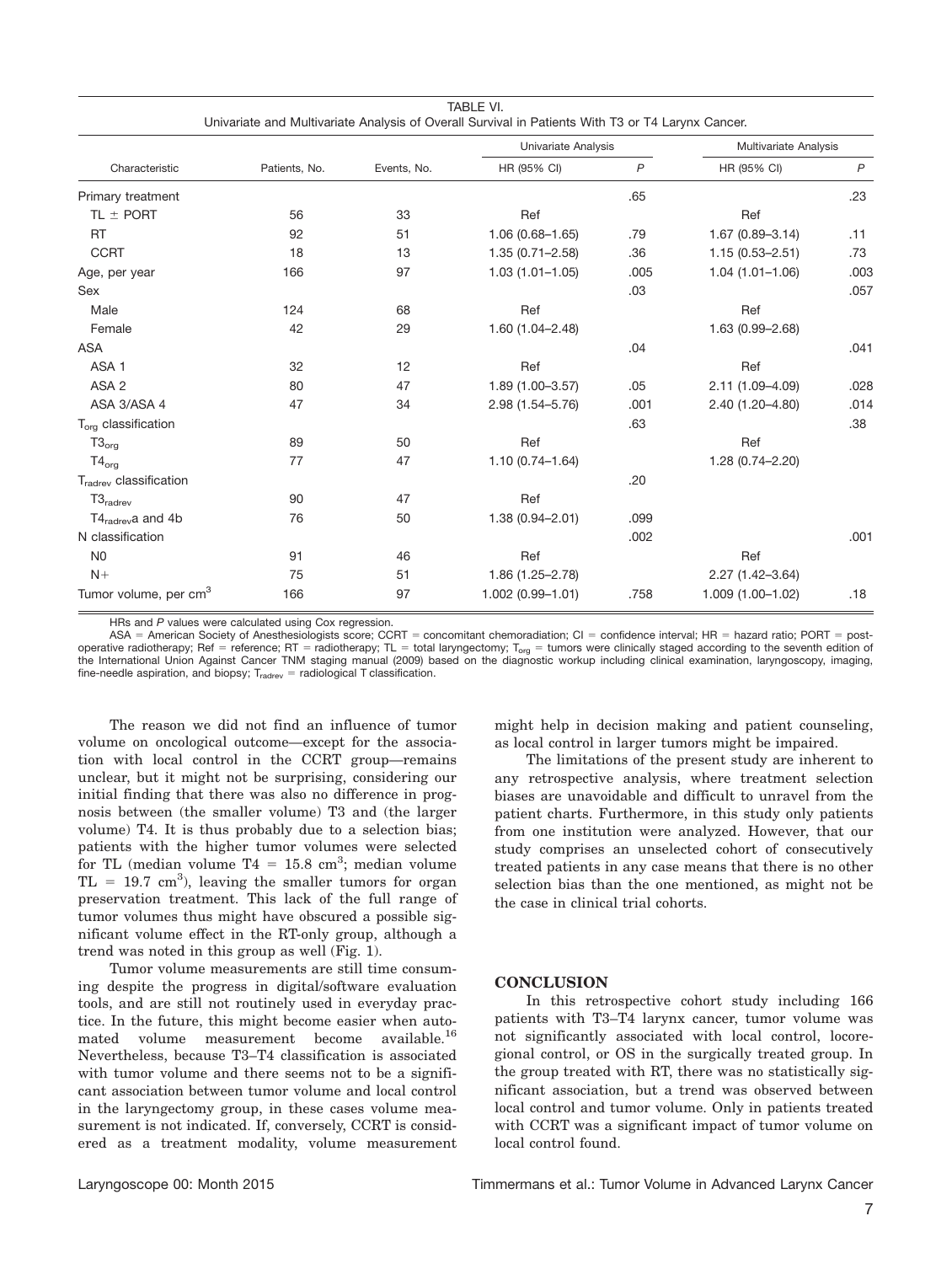TABLE VI.
Univariate and Multivariate Analysis of Overall Survival in Patients With T3 or T4 Larynx Cancer.

| Characteristic | Patients, No. | Events, No. | Univariate Analysis | | Multivariate Analysis | |
|---|---|---|---|---|---|---|
| | | | HR (95% CI) | *P* | HR (95% CI) | *P* |
| Primary treatment | | | | .65 | | .23 |
| TL ± PORT | 56 | 33 | Ref | | Ref | |
| RT | 92 | 51 | 1.06 (0.68–1.65) | .79 | 1.67 (0.89–3.14) | .11 |
| CCRT | 18 | 13 | 1.35 (0.71–2.58) | .36 | 1.15 (0.53–2.51) | .73 |
| Age, per year | 166 | 97 | 1.03 (1.01–1.05) | .005 | 1.04 (1.01–1.06) | .003 |
| Sex | | | | .03 | | .057 |
| Male | 124 | 68 | Ref | | Ref | |
| Female | 42 | 29 | 1.60 (1.04–2.48) | | 1.63 (0.99–2.68) | |
| ASA | | | | .04 | | .041 |
| ASA 1 | 32 | 12 | Ref | | Ref | |
| ASA 2 | 80 | 47 | 1.89 (1.00–3.57) | .05 | 2.11 (1.09–4.09) | .028 |
| ASA 3/ASA 4 | 47 | 34 | 2.98 (1.54–5.76) | .001 | 2.40 (1.20–4.80) | .014 |
| $T_{org}$ classification | | | | .63 | | .38 |
| $T3_{org}$ | 89 | 50 | Ref | | Ref | |
| $T4_{org}$ | 77 | 47 | 1.10 (0.74–1.64) | | 1.28 (0.74–2.20) | |
| $T_{radrev}$ classification | | | | .20 | | |
| $T3_{radrev}$ | 90 | 47 | Ref | | | |
| $T4_{radrev}$a and 4b | 76 | 50 | 1.38 (0.94–2.01) | .099 | | |
| N classification | | | | .002 | | .001 |
| N0 | 91 | 46 | Ref | | Ref | |
| N+ | 75 | 51 | 1.86 (1.25–2.78) | | 2.27 (1.42–3.64) | |
| Tumor volume, per $cm^3$ | 166 | 97 | 1.002 (0.99–1.01) | .758 | 1.009 (1.00–1.02) | .18 |

HRs and *P* values were calculated using Cox regression.

ASA = American Society of Anesthesiologists score; CCRT = concomitant chemoradiation; CI = confidence interval; HR = hazard ratio; PORT = postoperative radiotherapy; Ref = reference; RT = radiotherapy; TL = total laryngectomy; $T_{org}$ = tumors were clinically staged according to the seventh edition of the International Union Against Cancer TNM staging manual (2009) based on the diagnostic workup including clinical examination, laryngoscopy, imaging, fine-needle aspiration, and biopsy; $T_{radrev}$ = radiological T classification.

The reason we did not find an influence of tumor volume on oncological outcome—except for the association with local control in the CCRT group—remains unclear, but it might not be surprising, considering our initial finding that there was also no difference in prognosis between (the smaller volume) T3 and (the larger volume) T4. It is thus probably due to a selection bias; patients with the higher tumor volumes were selected for TL (median volume T4 = 15.8 $cm^3$; median volume TL = 19.7 $cm^3$), leaving the smaller tumors for organ preservation treatment. This lack of the full range of tumor volumes thus might have obscured a possible significant volume effect in the RT-only group, although a trend was noted in this group as well (Fig. 1).

Tumor volume measurements are still time consuming despite the progress in digital/software evaluation tools, and are still not routinely used in everyday practice. In the future, this might become easier when automated volume measurement become available.[16] Nevertheless, because T3–T4 classification is associated with tumor volume and there seems not to be a significant association between tumor volume and local control in the laryngectomy group, in these cases volume measurement is not indicated. If, conversely, CCRT is considered as a treatment modality, volume measurement might help in decision making and patient counseling, as local control in larger tumors might be impaired.

The limitations of the present study are inherent to any retrospective analysis, where treatment selection biases are unavoidable and difficult to unravel from the patient charts. Furthermore, in this study only patients from one institution were analyzed. However, that our study comprises an unselected cohort of consecutively treated patients in any case means that there is no other selection bias than the one mentioned, as might not be the case in clinical trial cohorts.

## CONCLUSION

In this retrospective cohort study including 166 patients with T3–T4 larynx cancer, tumor volume was not significantly associated with local control, locoregional control, or OS in the surgically treated group. In the group treated with RT, there was no statistically significant association, but a trend was observed between local control and tumor volume. Only in patients treated with CCRT was a significant impact of tumor volume on local control found.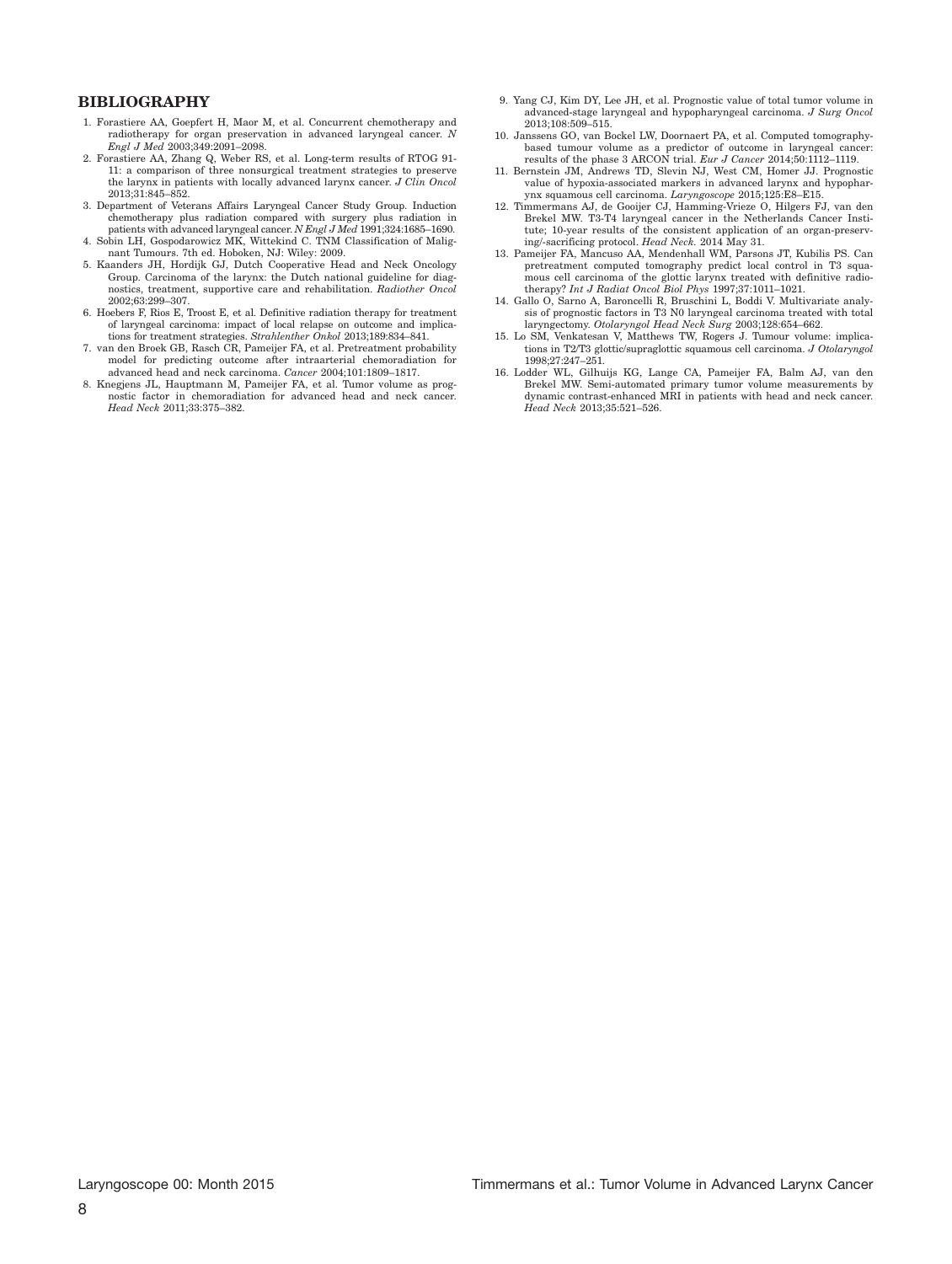## BIBLIOGRAPHY

1. Forastiere AA, Goepfert H, Maor M, et al. Concurrent chemotherapy and radiotherapy for organ preservation in advanced laryngeal cancer. *N Engl J Med* 2003;349:2091–2098.
2. Forastiere AA, Zhang Q, Weber RS, et al. Long-term results of RTOG 91-11: a comparison of three nonsurgical treatment strategies to preserve the larynx in patients with locally advanced larynx cancer. *J Clin Oncol* 2013;31:845–852.
3. Department of Veterans Affairs Laryngeal Cancer Study Group. Induction chemotherapy plus radiation compared with surgery plus radiation in patients with advanced laryngeal cancer. *N Engl J Med* 1991;324:1685–1690.
4. Sobin LH, Gospodarowicz MK, Wittekind C. TNM Classification of Malignant Tumours. 7th ed. Hoboken, NJ: Wiley: 2009.
5. Kaanders JH, Hordijk GJ, Dutch Cooperative Head and Neck Oncology Group. Carcinoma of the larynx: the Dutch national guideline for diagnostics, treatment, supportive care and rehabilitation. *Radiother Oncol* 2002;63:299–307.
6. Hoebers F, Rios E, Troost E, et al. Definitive radiation therapy for treatment of laryngeal carcinoma: impact of local relapse on outcome and implications for treatment strategies. *Strahlenther Onkol* 2013;189:834–841.
7. van den Broek GB, Rasch CR, Pameijer FA, et al. Pretreatment probability model for predicting outcome after intraarterial chemoradiation for advanced head and neck carcinoma. *Cancer* 2004;101:1809–1817.
8. Knegjens JL, Hauptmann M, Pameijer FA, et al. Tumor volume as prognostic factor in chemoradiation for advanced head and neck cancer. *Head Neck* 2011;33:375–382.
9. Yang CJ, Kim DY, Lee JH, et al. Prognostic value of total tumor volume in advanced-stage laryngeal and hypopharyngeal carcinoma. *J Surg Oncol* 2013;108:509–515.
10. Janssens GO, van Bockel LW, Doornaert PA, et al. Computed tomography-based tumour volume as a predictor of outcome in laryngeal cancer: results of the phase 3 ARCON trial. *Eur J Cancer* 2014;50:1112–1119.
11. Bernstein JM, Andrews TD, Slevin NJ, West CM, Homer JJ. Prognostic value of hypoxia-associated markers in advanced larynx and hypopharynx squamous cell carcinoma. *Laryngoscope* 2015;125:E8–E15.
12. Timmermans AJ, de Gooijer CJ, Hamming-Vrieze O, Hilgers FJ, van den Brekel MW. T3-T4 laryngeal cancer in the Netherlands Cancer Institute; 10-year results of the consistent application of an organ-preserving/-sacrificing protocol. *Head Neck.* 2014 May 31.
13. Pameijer FA, Mancuso AA, Mendenhall WM, Parsons JT, Kubilis PS. Can pretreatment computed tomography predict local control in T3 squamous cell carcinoma of the glottic larynx treated with definitive radiotherapy? *Int J Radiat Oncol Biol Phys* 1997;37:1011–1021.
14. Gallo O, Sarno A, Baroncelli R, Bruschini L, Boddi V. Multivariate analysis of prognostic factors in T3 N0 laryngeal carcinoma treated with total laryngectomy. *Otolaryngol Head Neck Surg* 2003;128:654–662.
15. Lo SM, Venkatesan V, Matthews TW, Rogers J. Tumour volume: implications in T2/T3 glottic/supraglottic squamous cell carcinoma. *J Otolaryngol* 1998;27:247–251.
16. Lodder WL, Gilhuijs KG, Lange CA, Pameijer FA, Balm AJ, van den Brekel MW. Semi-automated primary tumor volume measurements by dynamic contrast-enhanced MRI in patients with head and neck cancer. *Head Neck* 2013;35:521–526.